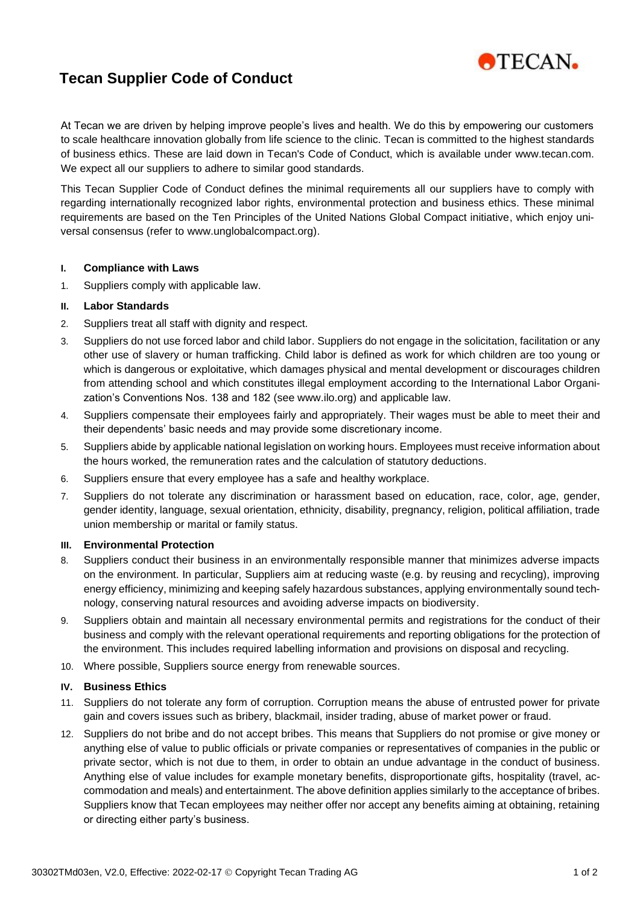# Tecan Supplier Code of Conduct

At Tecan we are driven by helping improve people's lives and health. We do this by empowering our customers to scale healthcare innovation globally from life science to the clinic. Tecan is committed to the highest standards of business ethics. These are laid down in Tecan's Code of Conduct, which is available under www.tecan.com. We expect all our suppliers to adhere to similar good standards.

This Tecan Supplier Code of Conduct defines the minimal requirements all our suppliers have to comply with regarding internationally recognized labor rights, environmental protection and business ethics. These minimal requirements are based on the Ten Principles of the United Nations Global Compact initiative, which enjoy universal consensus (refer to www.unglobalcompact.org).

## I. Compliance with Laws

1. Suppliers comply with applicable law.

## II. Labor Standards

2. Suppliers treat all staff with dignity and respect.
3. Suppliers do not use forced labor and child labor. Suppliers do not engage in the solicitation, facilitation or any other use of slavery or human trafficking. Child labor is defined as work for which children are too young or which is dangerous or exploitative, which damages physical and mental development or discourages children from attending school and which constitutes illegal employment according to the International Labor Organization's Conventions Nos. 138 and 182 (see www.ilo.org) and applicable law.
4. Suppliers compensate their employees fairly and appropriately. Their wages must be able to meet their and their dependents' basic needs and may provide some discretionary income.
5. Suppliers abide by applicable national legislation on working hours. Employees must receive information about the hours worked, the remuneration rates and the calculation of statutory deductions.
6. Suppliers ensure that every employee has a safe and healthy workplace.
7. Suppliers do not tolerate any discrimination or harassment based on education, race, color, age, gender, gender identity, language, sexual orientation, ethnicity, disability, pregnancy, religion, political affiliation, trade union membership or marital or family status.

## III. Environmental Protection

8. Suppliers conduct their business in an environmentally responsible manner that minimizes adverse impacts on the environment. In particular, Suppliers aim at reducing waste (e.g. by reusing and recycling), improving energy efficiency, minimizing and keeping safely hazardous substances, applying environmentally sound technology, conserving natural resources and avoiding adverse impacts on biodiversity.
9. Suppliers obtain and maintain all necessary environmental permits and registrations for the conduct of their business and comply with the relevant operational requirements and reporting obligations for the protection of the environment. This includes required labelling information and provisions on disposal and recycling.
10. Where possible, Suppliers source energy from renewable sources.

## IV. Business Ethics

11. Suppliers do not tolerate any form of corruption. Corruption means the abuse of entrusted power for private gain and covers issues such as bribery, blackmail, insider trading, abuse of market power or fraud.
12. Suppliers do not bribe and do not accept bribes. This means that Suppliers do not promise or give money or anything else of value to public officials or private companies or representatives of companies in the public or private sector, which is not due to them, in order to obtain an undue advantage in the conduct of business. Anything else of value includes for example monetary benefits, disproportionate gifts, hospitality (travel, accommodation and meals) and entertainment. The above definition applies similarly to the acceptance of bribes. Suppliers know that Tecan employees may neither offer nor accept any benefits aiming at obtaining, retaining or directing either party's business.

30302TMd03en, V2.0, Effective: 2022-02-17 © Copyright Tecan Trading AG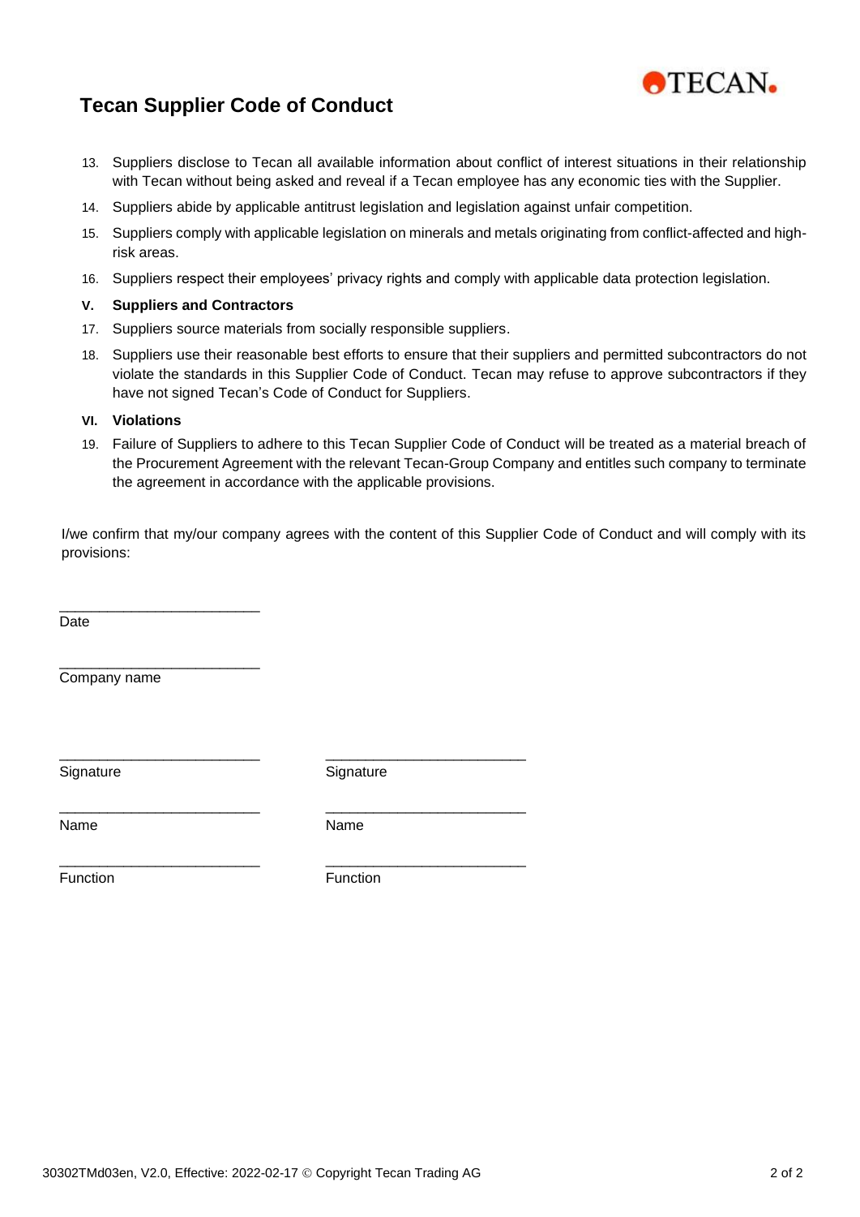# Tecan Supplier Code of Conduct

13. Suppliers disclose to Tecan all available information about conflict of interest situations in their relationship with Tecan without being asked and reveal if a Tecan employee has any economic ties with the Supplier.
14. Suppliers abide by applicable antitrust legislation and legislation against unfair competition.
15. Suppliers comply with applicable legislation on minerals and metals originating from conflict-affected and high-risk areas.
16. Suppliers respect their employees' privacy rights and comply with applicable data protection legislation.

**V. Suppliers and Contractors**

17. Suppliers source materials from socially responsible suppliers.
18. Suppliers use their reasonable best efforts to ensure that their suppliers and permitted subcontractors do not violate the standards in this Supplier Code of Conduct. Tecan may refuse to approve subcontractors if they have not signed Tecan's Code of Conduct for Suppliers.

**VI. Violations**

19. Failure of Suppliers to adhere to this Tecan Supplier Code of Conduct will be treated as a material breach of the Procurement Agreement with the relevant Tecan-Group Company and entitles such company to terminate the agreement in accordance with the applicable provisions.

I/we confirm that my/our company agrees with the content of this Supplier Code of Conduct and will comply with its provisions:

\_\_\_\_\_\_\_\_\_\_\_\_\_\_\_\_\_\_\_\_\_\_\_\_\_\_
Date

\_\_\_\_\_\_\_\_\_\_\_\_\_\_\_\_\_\_\_\_\_\_\_\_\_\_
Company name

| | |
|---|---|
| \_\_\_\_\_\_\_\_\_\_\_\_\_\_\_\_\_\_\_\_\_\_\_\_\_\_ Signature | \_\_\_\_\_\_\_\_\_\_\_\_\_\_\_\_\_\_\_\_\_\_\_\_\_\_ Signature |
| \_\_\_\_\_\_\_\_\_\_\_\_\_\_\_\_\_\_\_\_\_\_\_\_\_\_ Name | \_\_\_\_\_\_\_\_\_\_\_\_\_\_\_\_\_\_\_\_\_\_\_\_\_\_ Name |
| \_\_\_\_\_\_\_\_\_\_\_\_\_\_\_\_\_\_\_\_\_\_\_\_\_\_ Function | \_\_\_\_\_\_\_\_\_\_\_\_\_\_\_\_\_\_\_\_\_\_\_\_\_\_ Function |

30302TMd03en, V2.0, Effective: 2022-02-17 © Copyright Tecan Trading AG